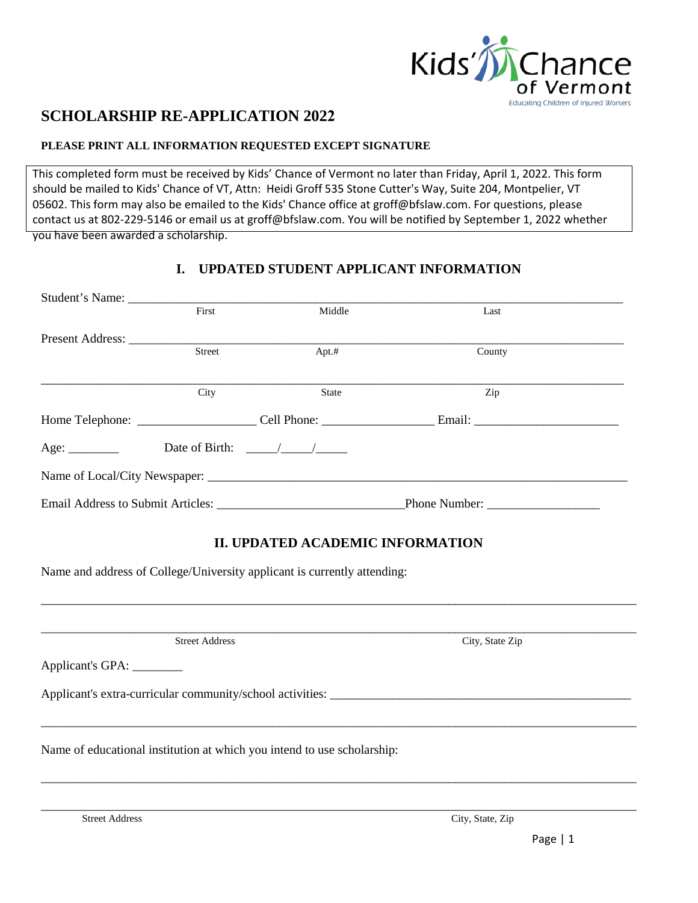Kids' Chance of Vermont
Educating Children of Injured Workers

# SCHOLARSHIP RE-APPLICATION 2022

**PLEASE PRINT ALL INFORMATION REQUESTED EXCEPT SIGNATURE**

This completed form must be received by Kids' Chance of Vermont no later than Friday, April 1, 2022. This form should be mailed to Kids' Chance of VT, Attn: Heidi Groff 535 Stone Cutter's Way, Suite 204, Montpelier, VT 05602. This form may also be emailed to the Kids' Chance office at groff@bfslaw.com. For questions, please contact us at 802-229-5146 or email us at groff@bfslaw.com. You will be notified by September 1, 2022 whether you have been awarded a scholarship.

## I. UPDATED STUDENT APPLICANT INFORMATION

Student's Name: ______________________________________________
First Middle Last

Present Address: ______________________________________________
Street Apt.# County

______________________________________________
City State Zip

Home Telephone: __________________ Cell Phone: _________________ Email: ______________________

Age: ________ Date of Birth: _____/_____/_____

Name of Local/City Newspaper: ______________________________________________

Email Address to Submit Articles: ____________________________ Phone Number: _________________

## II. UPDATED ACADEMIC INFORMATION

Name and address of College/University applicant is currently attending:

______________________________________________

______________________________________________
Street Address City, State Zip

Applicant's GPA: ________

Applicant's extra-curricular community/school activities: ______________________________________________

______________________________________________

Name of educational institution at which you intend to use scholarship:

______________________________________________

______________________________________________
Street Address City, State, Zip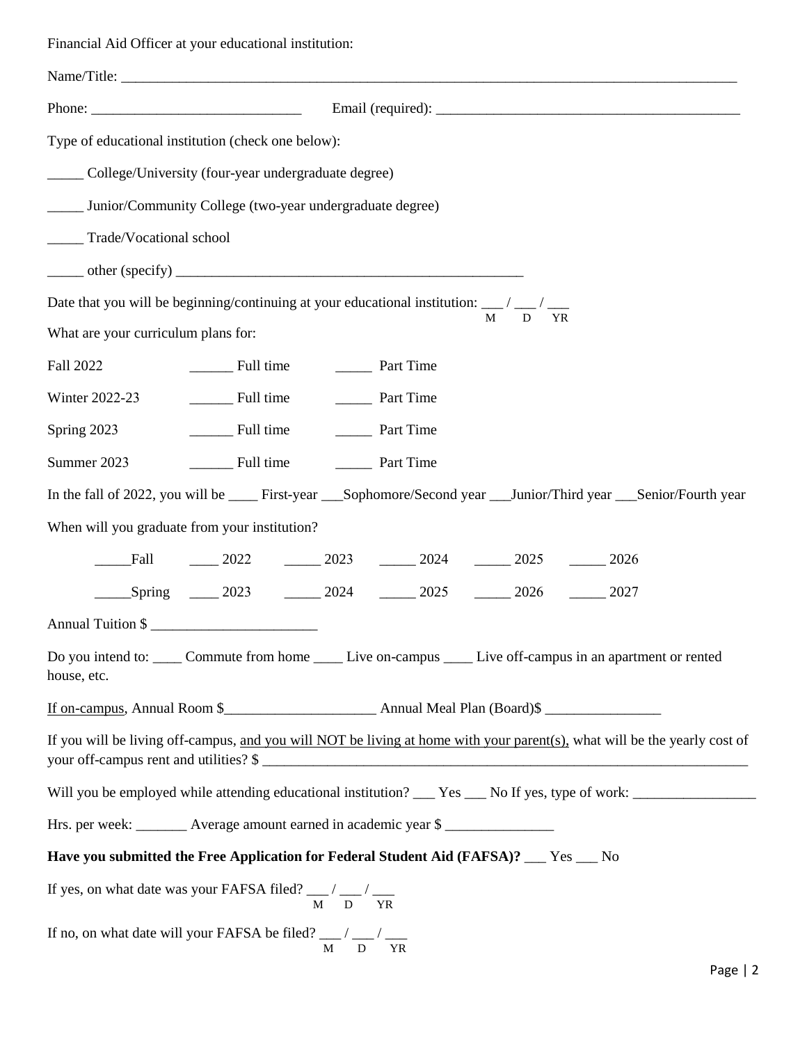Financial Aid Officer at your educational institution:

Name/Title: ______________________________________________________________________________________

Phone: ____________________________ Email (required): __________________________________________

Type of educational institution (check one below):

_____ College/University (four-year undergraduate degree)

_____ Junior/Community College (two-year undergraduate degree)

_____ Trade/Vocational school

_____ other (specify) _________________________________________________

Date that you will be beginning/continuing at your educational institution: ___ / ___ / ___
M D YR

What are your curriculum plans for:

Fall 2022 ______ Full time _____ Part Time

Winter 2022-23 ______ Full time _____ Part Time

Spring 2023 ______ Full time _____ Part Time

Summer 2023 ______ Full time _____ Part Time

In the fall of 2022, you will be ____ First-year ___Sophomore/Second year ___Junior/Third year ___Senior/Fourth year

When will you graduate from your institution?

_____Fall ____ 2022 _____ 2023 _____ 2024 _____ 2025 _____ 2026

_____Spring ____ 2023 _____ 2024 _____ 2025 _____ 2026 _____ 2027

Annual Tuition $ ______________________

Do you intend to: ____ Commute from home ____ Live on-campus ____ Live off-campus in an apartment or rented house, etc.

<u>If on-campus</u>, Annual Room $____________________ Annual Meal Plan (Board)$ ________________

If you will be living off-campus, <u>and you will NOT be living at home with your parent(s),</u> what will be the yearly cost of your off-campus rent and utilities? $ ______________________________________________________________________

Will you be employed while attending educational institution? ___ Yes ___ No If yes, type of work: _________________

Hrs. per week: _______ Average amount earned in academic year $ _______________

**Have you submitted the Free Application for Federal Student Aid (FAFSA)?** ___ Yes ___ No

If yes, on what date was your FAFSA filed? ___ / ___ / ___
M D YR

If no, on what date will your FAFSA be filed? ___ / ___ / ___
M D YR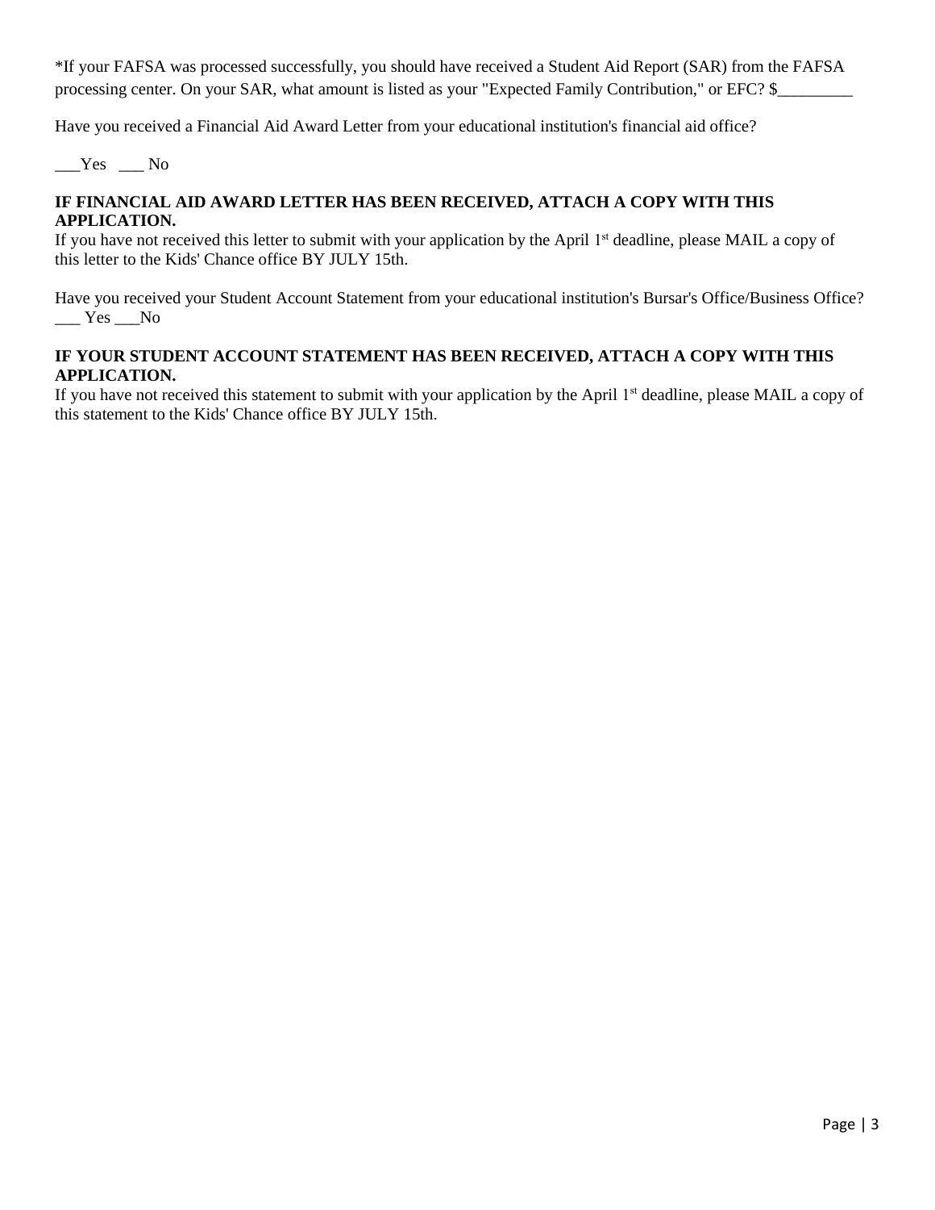*If your FAFSA was processed successfully, you should have received a Student Aid Report (SAR) from the FAFSA processing center. On your SAR, what amount is listed as your "Expected Family Contribution," or EFC? $_________

Have you received a Financial Aid Award Letter from your educational institution's financial aid office?

___Yes ___ No

**IF FINANCIAL AID AWARD LETTER HAS BEEN RECEIVED, ATTACH A COPY WITH THIS APPLICATION.**

If you have not received this letter to submit with your application by the April 1st deadline, please MAIL a copy of this letter to the Kids' Chance office BY JULY 15th.

Have you received your Student Account Statement from your educational institution's Bursar's Office/Business Office?
___ Yes ___No

**IF YOUR STUDENT ACCOUNT STATEMENT HAS BEEN RECEIVED, ATTACH A COPY WITH THIS APPLICATION.**

If you have not received this statement to submit with your application by the April 1st deadline, please MAIL a copy of this statement to the Kids' Chance office BY JULY 15th.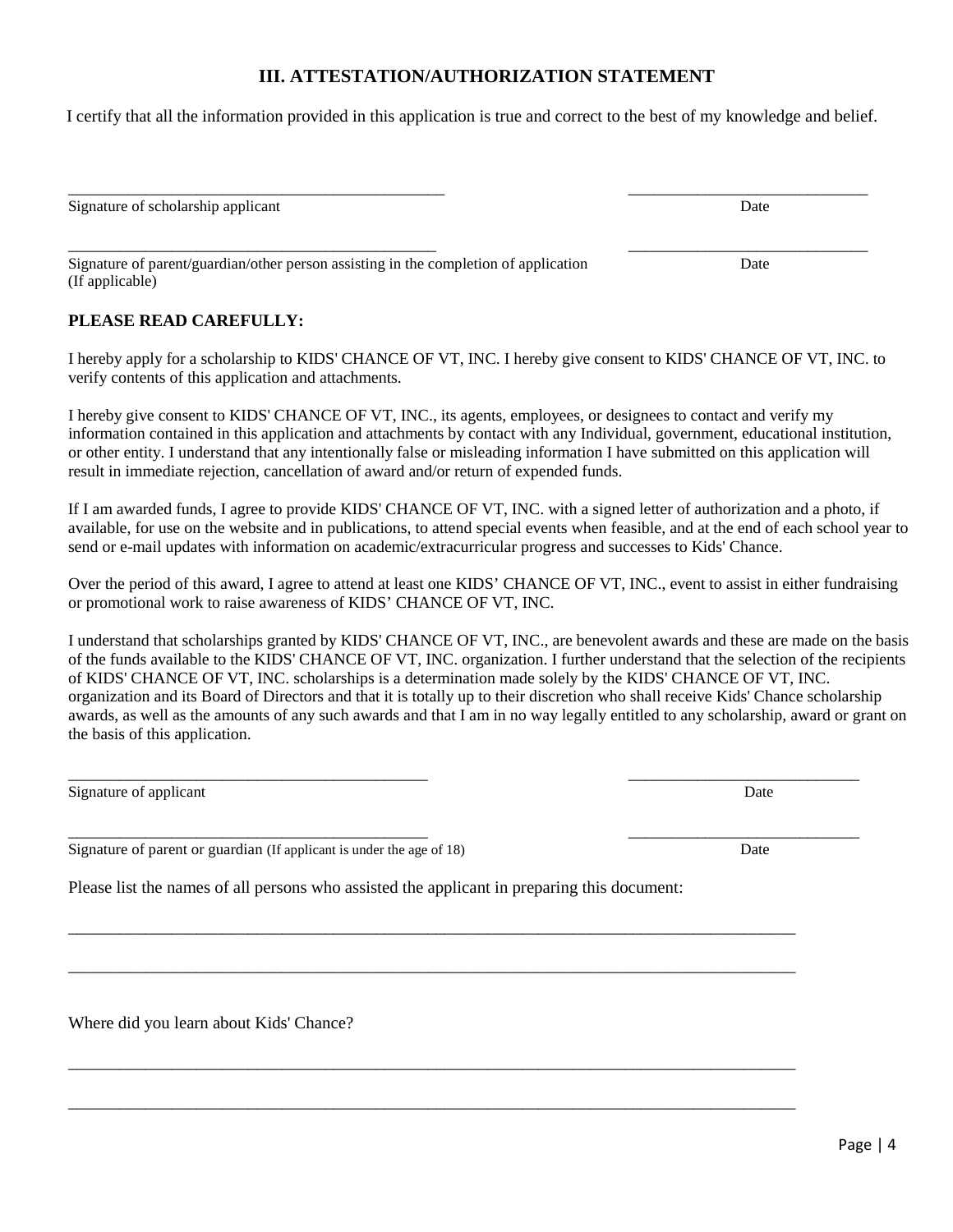## III. ATTESTATION/AUTHORIZATION STATEMENT

I certify that all the information provided in this application is true and correct to the best of my knowledge and belief.

\_\_\_\_\_\_\_\_\_\_\_\_\_\_\_\_\_\_\_\_\_\_\_\_\_\_\_\_\_\_\_\_\_\_\_\_\_\_\_\_\_\_\_\_\_\_ &nbsp;&nbsp;&nbsp;&nbsp; \_\_\_\_\_\_\_\_\_\_\_\_\_\_\_\_\_\_\_\_\_\_\_\_\_\_\_\_\_\_

Signature of scholarship applicant &nbsp;&nbsp;&nbsp;&nbsp; Date

\_\_\_\_\_\_\_\_\_\_\_\_\_\_\_\_\_\_\_\_\_\_\_\_\_\_\_\_\_\_\_\_\_\_\_\_\_\_\_\_\_\_\_\_\_\_ &nbsp;&nbsp;&nbsp;&nbsp; \_\_\_\_\_\_\_\_\_\_\_\_\_\_\_\_\_\_\_\_\_\_\_\_\_\_\_\_\_\_

Signature of parent/guardian/other person assisting in the completion of application &nbsp;&nbsp;&nbsp;&nbsp; Date
(If applicable)

**PLEASE READ CAREFULLY:**

I hereby apply for a scholarship to KIDS' CHANCE OF VT, INC. I hereby give consent to KIDS' CHANCE OF VT, INC. to verify contents of this application and attachments.

I hereby give consent to KIDS' CHANCE OF VT, INC., its agents, employees, or designees to contact and verify my information contained in this application and attachments by contact with any Individual, government, educational institution, or other entity. I understand that any intentionally false or misleading information I have submitted on this application will result in immediate rejection, cancellation of award and/or return of expended funds.

If I am awarded funds, I agree to provide KIDS' CHANCE OF VT, INC. with a signed letter of authorization and a photo, if available, for use on the website and in publications, to attend special events when feasible, and at the end of each school year to send or e-mail updates with information on academic/extracurricular progress and successes to Kids' Chance.

Over the period of this award, I agree to attend at least one KIDS' CHANCE OF VT, INC., event to assist in either fundraising or promotional work to raise awareness of KIDS' CHANCE OF VT, INC.

I understand that scholarships granted by KIDS' CHANCE OF VT, INC., are benevolent awards and these are made on the basis of the funds available to the KIDS' CHANCE OF VT, INC. organization. I further understand that the selection of the recipients of KIDS' CHANCE OF VT, INC. scholarships is a determination made solely by the KIDS' CHANCE OF VT, INC. organization and its Board of Directors and that it is totally up to their discretion who shall receive Kids' Chance scholarship awards, as well as the amounts of any such awards and that I am in no way legally entitled to any scholarship, award or grant on the basis of this application.

\_\_\_\_\_\_\_\_\_\_\_\_\_\_\_\_\_\_\_\_\_\_\_\_\_\_\_\_\_\_\_\_\_\_\_\_\_\_\_\_\_\_\_\_\_\_ &nbsp;&nbsp;&nbsp;&nbsp; \_\_\_\_\_\_\_\_\_\_\_\_\_\_\_\_\_\_\_\_\_\_\_\_\_\_\_\_\_\_

Signature of applicant &nbsp;&nbsp;&nbsp;&nbsp; Date

\_\_\_\_\_\_\_\_\_\_\_\_\_\_\_\_\_\_\_\_\_\_\_\_\_\_\_\_\_\_\_\_\_\_\_\_\_\_\_\_\_\_\_\_\_\_ &nbsp;&nbsp;&nbsp;&nbsp; \_\_\_\_\_\_\_\_\_\_\_\_\_\_\_\_\_\_\_\_\_\_\_\_\_\_\_\_\_\_

Signature of parent or guardian (If applicant is under the age of 18) &nbsp;&nbsp;&nbsp;&nbsp; Date

Please list the names of all persons who assisted the applicant in preparing this document:

\_\_\_\_\_\_\_\_\_\_\_\_\_\_\_\_\_\_\_\_\_\_\_\_\_\_\_\_\_\_\_\_\_\_\_\_\_\_\_\_\_\_\_\_\_\_\_\_\_\_\_\_\_\_\_\_\_\_\_\_\_\_\_\_\_\_\_\_\_\_\_\_\_\_\_\_\_\_\_\_\_\_\_\_\_\_\_\_\_\_

\_\_\_\_\_\_\_\_\_\_\_\_\_\_\_\_\_\_\_\_\_\_\_\_\_\_\_\_\_\_\_\_\_\_\_\_\_\_\_\_\_\_\_\_\_\_\_\_\_\_\_\_\_\_\_\_\_\_\_\_\_\_\_\_\_\_\_\_\_\_\_\_\_\_\_\_\_\_\_\_\_\_\_\_\_\_\_\_\_\_

Where did you learn about Kids' Chance?

\_\_\_\_\_\_\_\_\_\_\_\_\_\_\_\_\_\_\_\_\_\_\_\_\_\_\_\_\_\_\_\_\_\_\_\_\_\_\_\_\_\_\_\_\_\_\_\_\_\_\_\_\_\_\_\_\_\_\_\_\_\_\_\_\_\_\_\_\_\_\_\_\_\_\_\_\_\_\_\_\_\_\_\_\_\_\_\_\_\_

\_\_\_\_\_\_\_\_\_\_\_\_\_\_\_\_\_\_\_\_\_\_\_\_\_\_\_\_\_\_\_\_\_\_\_\_\_\_\_\_\_\_\_\_\_\_\_\_\_\_\_\_\_\_\_\_\_\_\_\_\_\_\_\_\_\_\_\_\_\_\_\_\_\_\_\_\_\_\_\_\_\_\_\_\_\_\_\_\_\_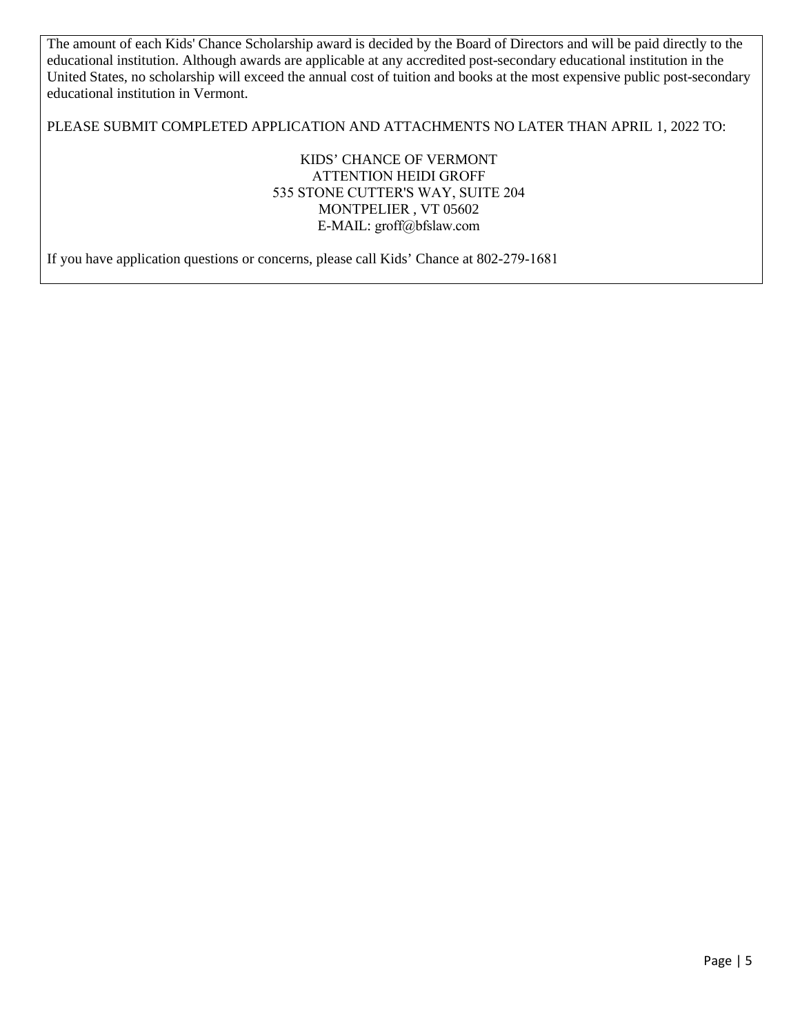The amount of each Kids' Chance Scholarship award is decided by the Board of Directors and will be paid directly to the educational institution. Although awards are applicable at any accredited post-secondary educational institution in the United States, no scholarship will exceed the annual cost of tuition and books at the most expensive public post-secondary educational institution in Vermont.

PLEASE SUBMIT COMPLETED APPLICATION AND ATTACHMENTS NO LATER THAN APRIL 1, 2022 TO:

KIDS' CHANCE OF VERMONT
ATTENTION HEIDI GROFF
535 STONE CUTTER'S WAY, SUITE 204
MONTPELIER , VT 05602
E-MAIL: groff@bfslaw.com

If you have application questions or concerns, please call Kids' Chance at 802-279-1681